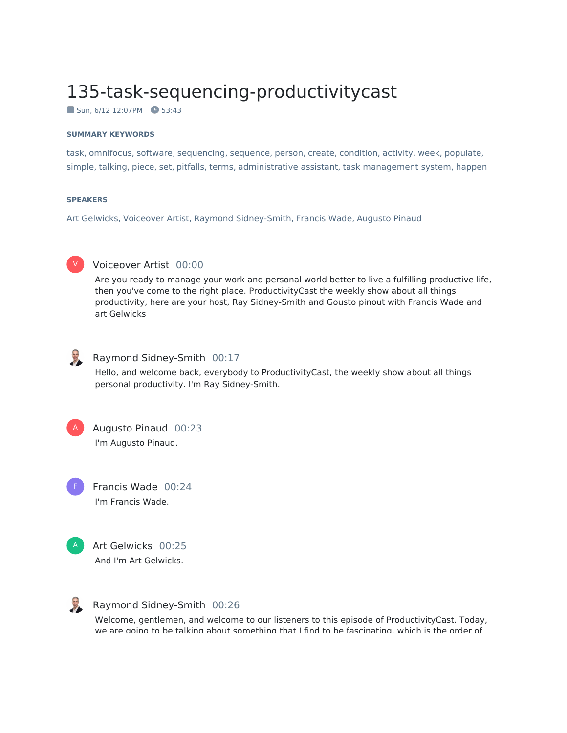# 135-task-sequencing-productivitycast

Sun, 6/12 12:07PM 53:43

**SUMMARY KEYWORDS**

task, omnifocus, software, sequencing, sequence, person, create, condition, activity, week, populate, simple, talking, piece, set, pitfalls, terms, administrative assistant, task management system, happen

**SPEAKERS**

Art Gelwicks, Voiceover Artist, Raymond Sidney-Smith, Francis Wade, Augusto Pinaud

---

**Voiceover Artist** 00:00

Are you ready to manage your work and personal world better to live a fulfilling productive life, then you've come to the right place. ProductivityCast the weekly show about all things productivity, here are your host, Ray Sidney-Smith and Gousto pinout with Francis Wade and art Gelwicks

**Raymond Sidney-Smith** 00:17

Hello, and welcome back, everybody to ProductivityCast, the weekly show about all things personal productivity. I'm Ray Sidney-Smith.

**Augusto Pinaud** 00:23

I'm Augusto Pinaud.

**Francis Wade** 00:24

I'm Francis Wade.

**Art Gelwicks** 00:25

And I'm Art Gelwicks.

**Raymond Sidney-Smith** 00:26

Welcome, gentlemen, and welcome to our listeners to this episode of ProductivityCast. Today, we are going to be talking about something that I find to be fascinating, which is the order of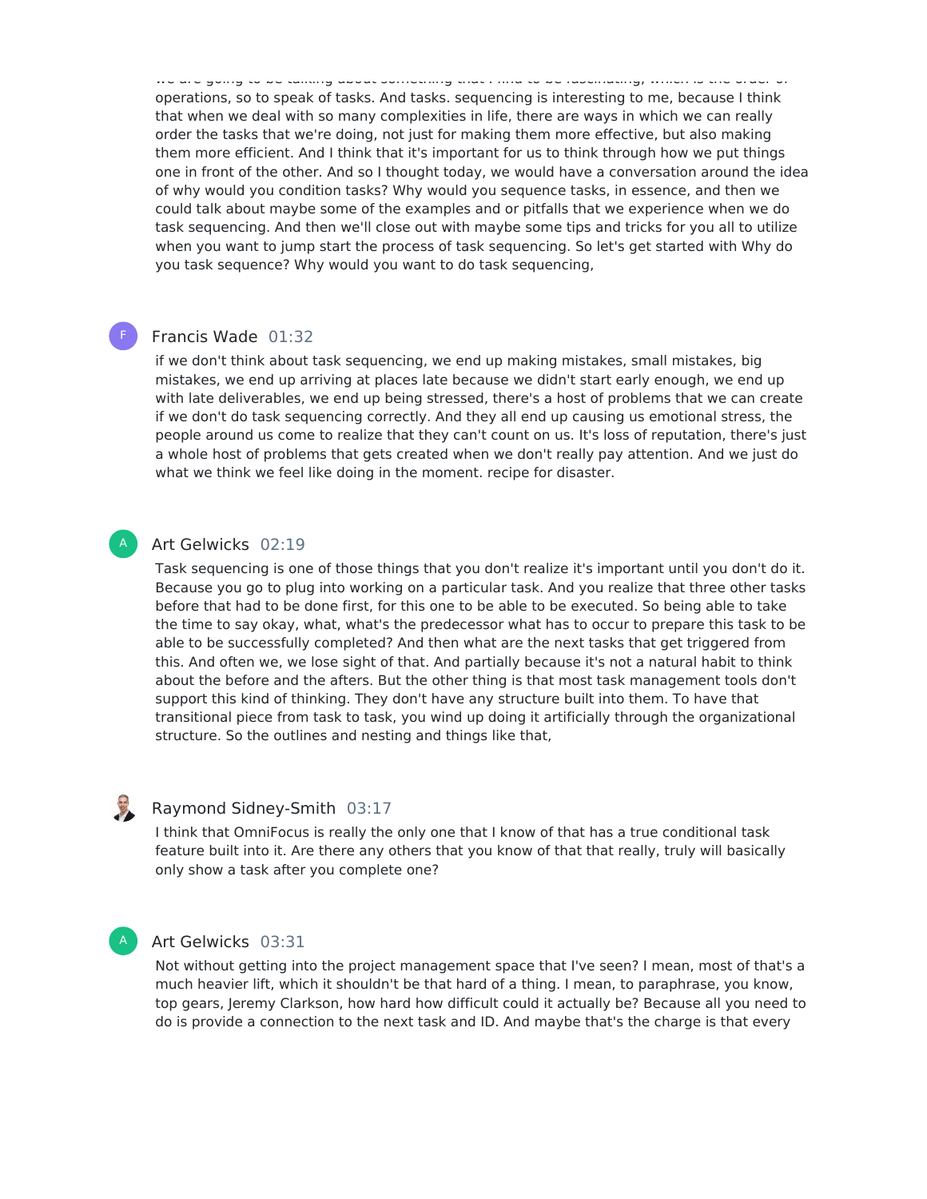operations, so to speak of tasks. And tasks. sequencing is interesting to me, because I think that when we deal with so many complexities in life, there are ways in which we can really order the tasks that we're doing, not just for making them more effective, but also making them more efficient. And I think that it's important for us to think through how we put things one in front of the other. And so I thought today, we would have a conversation around the idea of why would you condition tasks? Why would you sequence tasks, in essence, and then we could talk about maybe some of the examples and or pitfalls that we experience when we do task sequencing. And then we'll close out with maybe some tips and tricks for you all to utilize when you want to jump start the process of task sequencing. So let's get started with Why do you task sequence? Why would you want to do task sequencing,

**Francis Wade** 01:32

if we don't think about task sequencing, we end up making mistakes, small mistakes, big mistakes, we end up arriving at places late because we didn't start early enough, we end up with late deliverables, we end up being stressed, there's a host of problems that we can create if we don't do task sequencing correctly. And they all end up causing us emotional stress, the people around us come to realize that they can't count on us. It's loss of reputation, there's just a whole host of problems that gets created when we don't really pay attention. And we just do what we think we feel like doing in the moment. recipe for disaster.

**Art Gelwicks** 02:19

Task sequencing is one of those things that you don't realize it's important until you don't do it. Because you go to plug into working on a particular task. And you realize that three other tasks before that had to be done first, for this one to be able to be executed. So being able to take the time to say okay, what, what's the predecessor what has to occur to prepare this task to be able to be successfully completed? And then what are the next tasks that get triggered from this. And often we, we lose sight of that. And partially because it's not a natural habit to think about the before and the afters. But the other thing is that most task management tools don't support this kind of thinking. They don't have any structure built into them. To have that transitional piece from task to task, you wind up doing it artificially through the organizational structure. So the outlines and nesting and things like that,

**Raymond Sidney-Smith** 03:17

I think that OmniFocus is really the only one that I know of that has a true conditional task feature built into it. Are there any others that you know of that that really, truly will basically only show a task after you complete one?

**Art Gelwicks** 03:31

Not without getting into the project management space that I've seen? I mean, most of that's a much heavier lift, which it shouldn't be that hard of a thing. I mean, to paraphrase, you know, top gears, Jeremy Clarkson, how hard how difficult could it actually be? Because all you need to do is provide a connection to the next task and ID. And maybe that's the charge is that every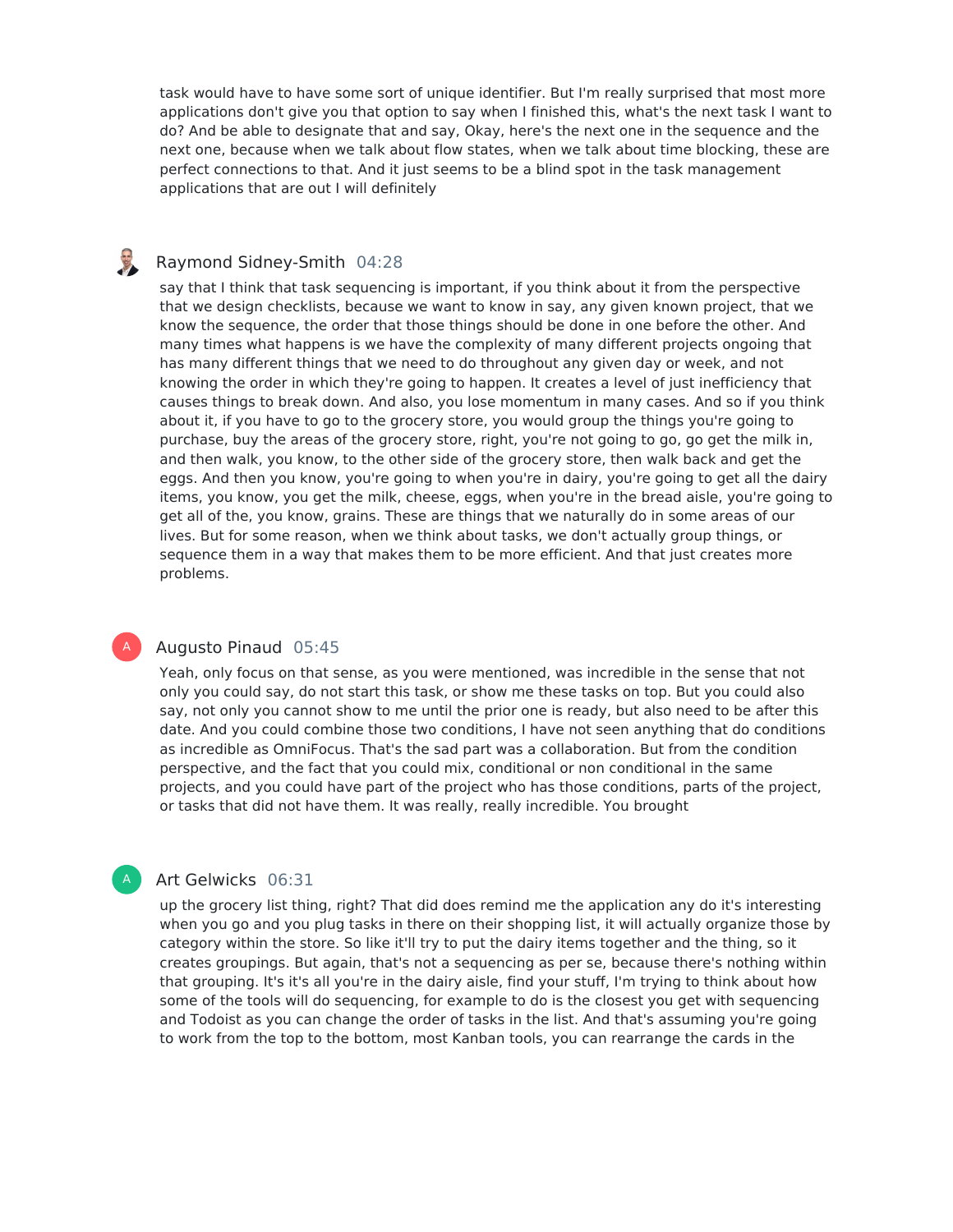task would have to have some sort of unique identifier. But I'm really surprised that most more applications don't give you that option to say when I finished this, what's the next task I want to do? And be able to designate that and say, Okay, here's the next one in the sequence and the next one, because when we talk about flow states, when we talk about time blocking, these are perfect connections to that. And it just seems to be a blind spot in the task management applications that are out I will definitely

**Raymond Sidney-Smith** 04:28

say that I think that task sequencing is important, if you think about it from the perspective that we design checklists, because we want to know in say, any given known project, that we know the sequence, the order that those things should be done in one before the other. And many times what happens is we have the complexity of many different projects ongoing that has many different things that we need to do throughout any given day or week, and not knowing the order in which they're going to happen. It creates a level of just inefficiency that causes things to break down. And also, you lose momentum in many cases. And so if you think about it, if you have to go to the grocery store, you would group the things you're going to purchase, buy the areas of the grocery store, right, you're not going to go, go get the milk in, and then walk, you know, to the other side of the grocery store, then walk back and get the eggs. And then you know, you're going to when you're in dairy, you're going to get all the dairy items, you know, you get the milk, cheese, eggs, when you're in the bread aisle, you're going to get all of the, you know, grains. These are things that we naturally do in some areas of our lives. But for some reason, when we think about tasks, we don't actually group things, or sequence them in a way that makes them to be more efficient. And that just creates more problems.

**Augusto Pinaud** 05:45

Yeah, only focus on that sense, as you were mentioned, was incredible in the sense that not only you could say, do not start this task, or show me these tasks on top. But you could also say, not only you cannot show to me until the prior one is ready, but also need to be after this date. And you could combine those two conditions, I have not seen anything that do conditions as incredible as OmniFocus. That's the sad part was a collaboration. But from the condition perspective, and the fact that you could mix, conditional or non conditional in the same projects, and you could have part of the project who has those conditions, parts of the project, or tasks that did not have them. It was really, really incredible. You brought

**Art Gelwicks** 06:31

up the grocery list thing, right? That did does remind me the application any do it's interesting when you go and you plug tasks in there on their shopping list, it will actually organize those by category within the store. So like it'll try to put the dairy items together and the thing, so it creates groupings. But again, that's not a sequencing as per se, because there's nothing within that grouping. It's it's all you're in the dairy aisle, find your stuff, I'm trying to think about how some of the tools will do sequencing, for example to do is the closest you get with sequencing and Todoist as you can change the order of tasks in the list. And that's assuming you're going to work from the top to the bottom, most Kanban tools, you can rearrange the cards in the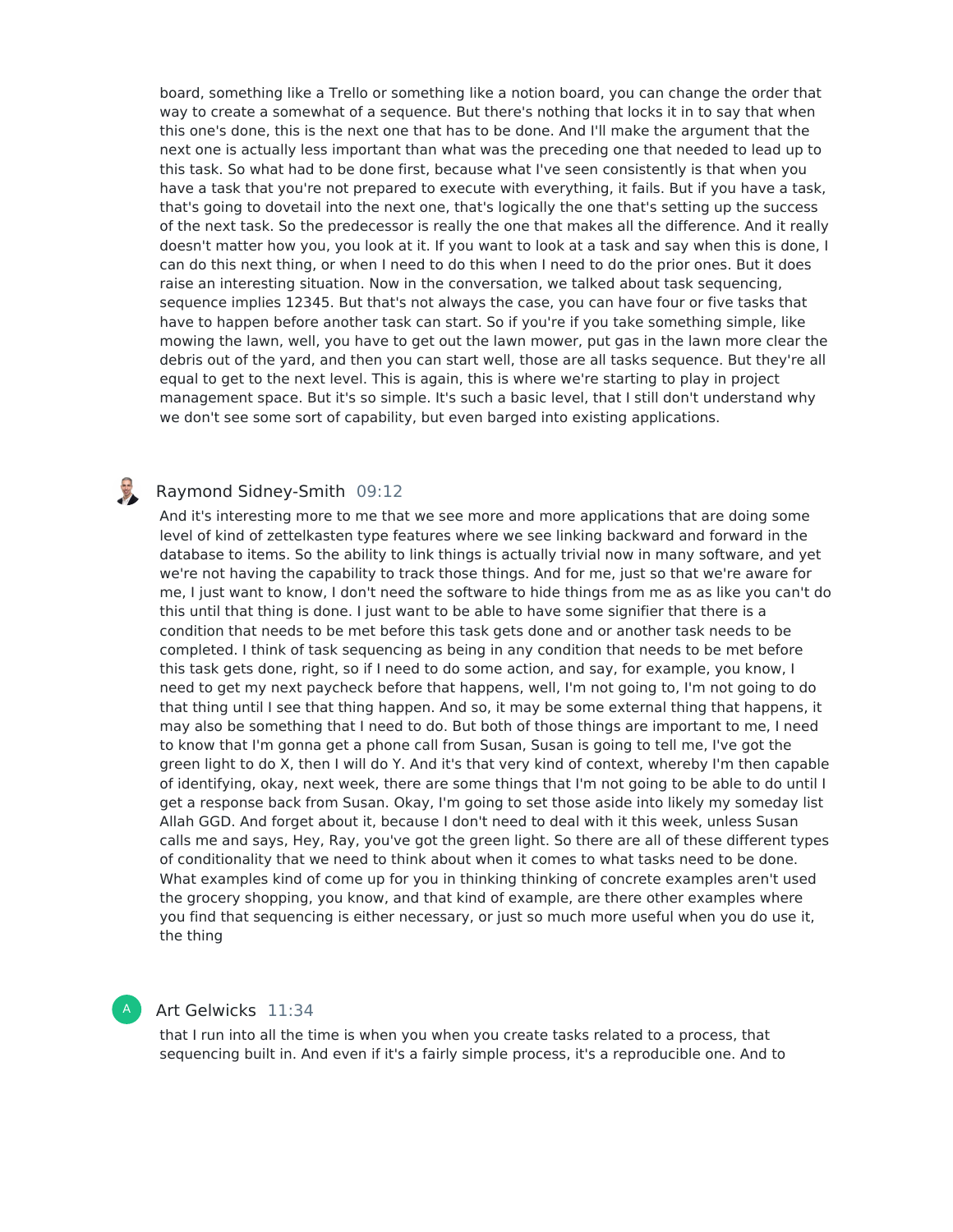board, something like a Trello or something like a notion board, you can change the order that way to create a somewhat of a sequence. But there's nothing that locks it in to say that when this one's done, this is the next one that has to be done. And I'll make the argument that the next one is actually less important than what was the preceding one that needed to lead up to this task. So what had to be done first, because what I've seen consistently is that when you have a task that you're not prepared to execute with everything, it fails. But if you have a task, that's going to dovetail into the next one, that's logically the one that's setting up the success of the next task. So the predecessor is really the one that makes all the difference. And it really doesn't matter how you, you look at it. If you want to look at a task and say when this is done, I can do this next thing, or when I need to do this when I need to do the prior ones. But it does raise an interesting situation. Now in the conversation, we talked about task sequencing, sequence implies 12345. But that's not always the case, you can have four or five tasks that have to happen before another task can start. So if you're if you take something simple, like mowing the lawn, well, you have to get out the lawn mower, put gas in the lawn more clear the debris out of the yard, and then you can start well, those are all tasks sequence. But they're all equal to get to the next level. This is again, this is where we're starting to play in project management space. But it's so simple. It's such a basic level, that I still don't understand why we don't see some sort of capability, but even barged into existing applications.

**Raymond Sidney-Smith** 09:12

And it's interesting more to me that we see more and more applications that are doing some level of kind of zettelkasten type features where we see linking backward and forward in the database to items. So the ability to link things is actually trivial now in many software, and yet we're not having the capability to track those things. And for me, just so that we're aware for me, I just want to know, I don't need the software to hide things from me as as like you can't do this until that thing is done. I just want to be able to have some signifier that there is a condition that needs to be met before this task gets done and or another task needs to be completed. I think of task sequencing as being in any condition that needs to be met before this task gets done, right, so if I need to do some action, and say, for example, you know, I need to get my next paycheck before that happens, well, I'm not going to, I'm not going to do that thing until I see that thing happen. And so, it may be some external thing that happens, it may also be something that I need to do. But both of those things are important to me, I need to know that I'm gonna get a phone call from Susan, Susan is going to tell me, I've got the green light to do X, then I will do Y. And it's that very kind of context, whereby I'm then capable of identifying, okay, next week, there are some things that I'm not going to be able to do until I get a response back from Susan. Okay, I'm going to set those aside into likely my someday list Allah GGD. And forget about it, because I don't need to deal with it this week, unless Susan calls me and says, Hey, Ray, you've got the green light. So there are all of these different types of conditionality that we need to think about when it comes to what tasks need to be done. What examples kind of come up for you in thinking thinking of concrete examples aren't used the grocery shopping, you know, and that kind of example, are there other examples where you find that sequencing is either necessary, or just so much more useful when you do use it, the thing

**Art Gelwicks** 11:34

that I run into all the time is when you when you create tasks related to a process, that sequencing built in. And even if it's a fairly simple process, it's a reproducible one. And to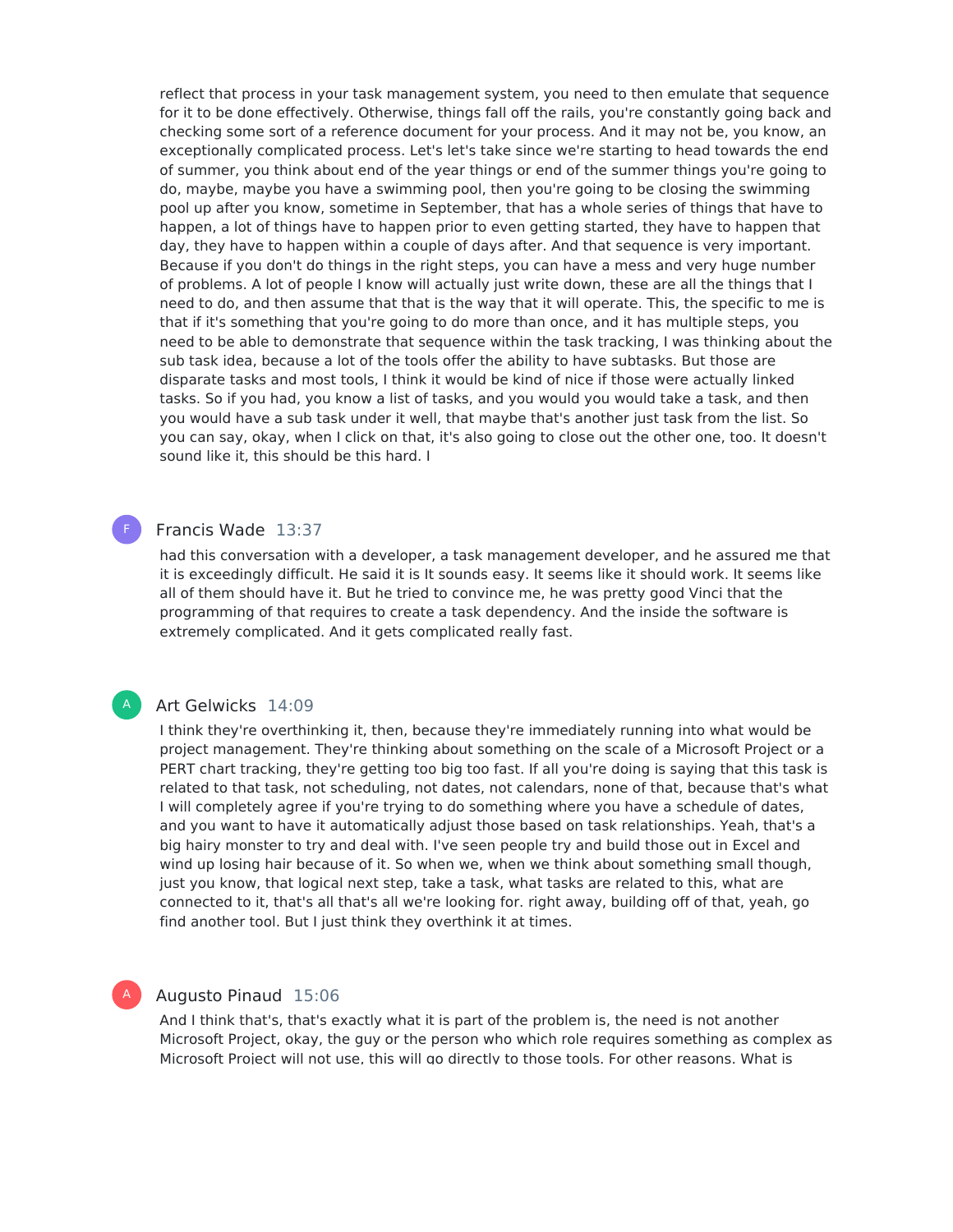reflect that process in your task management system, you need to then emulate that sequence for it to be done effectively. Otherwise, things fall off the rails, you're constantly going back and checking some sort of a reference document for your process. And it may not be, you know, an exceptionally complicated process. Let's let's take since we're starting to head towards the end of summer, you think about end of the year things or end of the summer things you're going to do, maybe, maybe you have a swimming pool, then you're going to be closing the swimming pool up after you know, sometime in September, that has a whole series of things that have to happen, a lot of things have to happen prior to even getting started, they have to happen that day, they have to happen within a couple of days after. And that sequence is very important. Because if you don't do things in the right steps, you can have a mess and very huge number of problems. A lot of people I know will actually just write down, these are all the things that I need to do, and then assume that that is the way that it will operate. This, the specific to me is that if it's something that you're going to do more than once, and it has multiple steps, you need to be able to demonstrate that sequence within the task tracking, I was thinking about the sub task idea, because a lot of the tools offer the ability to have subtasks. But those are disparate tasks and most tools, I think it would be kind of nice if those were actually linked tasks. So if you had, you know a list of tasks, and you would you would take a task, and then you would have a sub task under it well, that maybe that's another just task from the list. So you can say, okay, when I click on that, it's also going to close out the other one, too. It doesn't sound like it, this should be this hard. I

**Francis Wade** 13:37

had this conversation with a developer, a task management developer, and he assured me that it is exceedingly difficult. He said it is It sounds easy. It seems like it should work. It seems like all of them should have it. But he tried to convince me, he was pretty good Vinci that the programming of that requires to create a task dependency. And the inside the software is extremely complicated. And it gets complicated really fast.

**Art Gelwicks** 14:09

I think they're overthinking it, then, because they're immediately running into what would be project management. They're thinking about something on the scale of a Microsoft Project or a PERT chart tracking, they're getting too big too fast. If all you're doing is saying that this task is related to that task, not scheduling, not dates, not calendars, none of that, because that's what I will completely agree if you're trying to do something where you have a schedule of dates, and you want to have it automatically adjust those based on task relationships. Yeah, that's a big hairy monster to try and deal with. I've seen people try and build those out in Excel and wind up losing hair because of it. So when we, when we think about something small though, just you know, that logical next step, take a task, what tasks are related to this, what are connected to it, that's all that's all we're looking for. right away, building off of that, yeah, go find another tool. But I just think they overthink it at times.

**Augusto Pinaud** 15:06

And I think that's, that's exactly what it is part of the problem is, the need is not another Microsoft Project, okay, the guy or the person who which role requires something as complex as Microsoft Project will not use, this will go directly to those tools. For other reasons. What is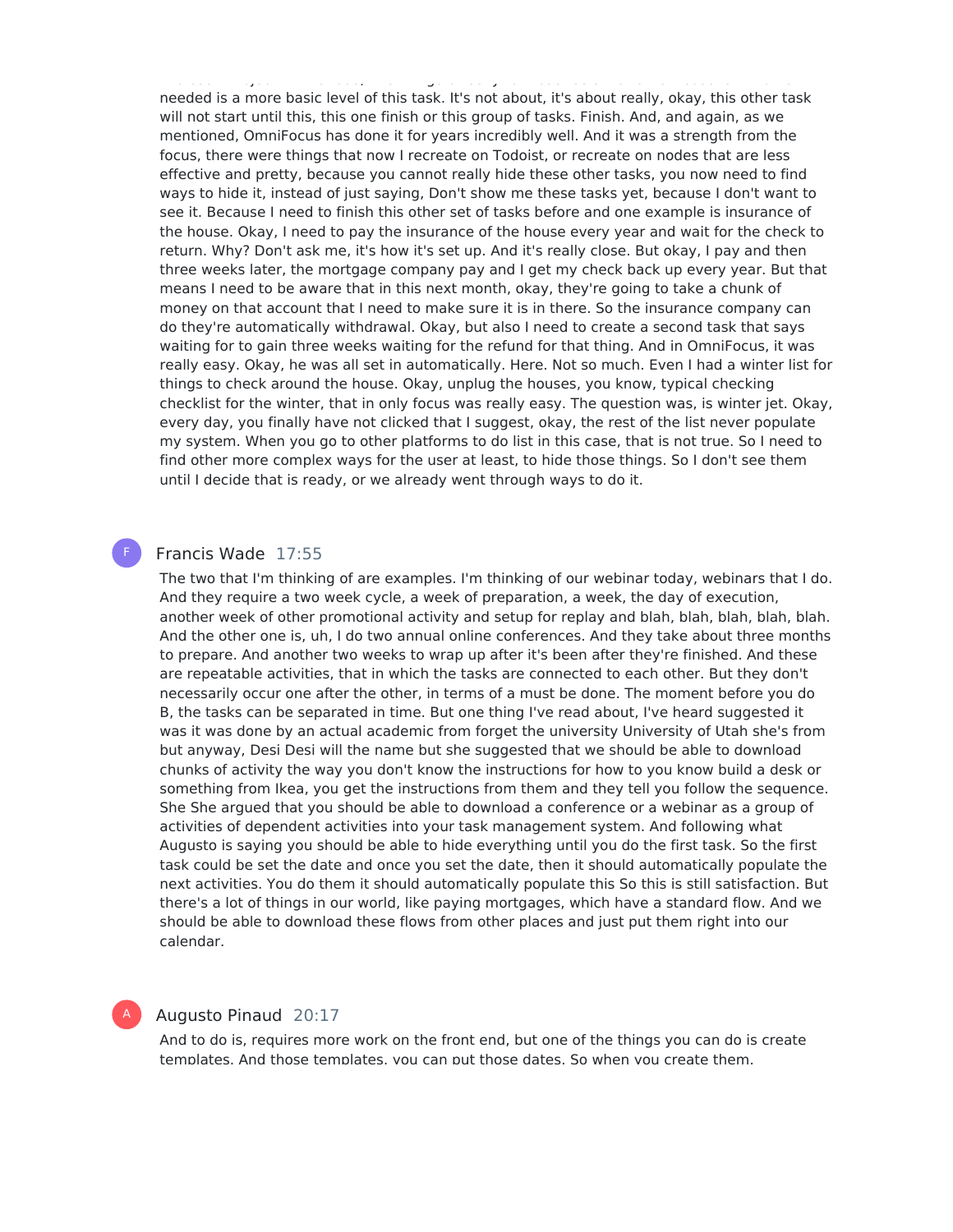needed is a more basic level of this task. It's not about, it's about really, okay, this other task will not start until this, this one finish or this group of tasks. Finish. And, and again, as we mentioned, OmniFocus has done it for years incredibly well. And it was a strength from the focus, there were things that now I recreate on Todoist, or recreate on nodes that are less effective and pretty, because you cannot really hide these other tasks, you now need to find ways to hide it, instead of just saying, Don't show me these tasks yet, because I don't want to see it. Because I need to finish this other set of tasks before and one example is insurance of the house. Okay, I need to pay the insurance of the house every year and wait for the check to return. Why? Don't ask me, it's how it's set up. And it's really close. But okay, I pay and then three weeks later, the mortgage company pay and I get my check back up every year. But that means I need to be aware that in this next month, okay, they're going to take a chunk of money on that account that I need to make sure it is in there. So the insurance company can do they're automatically withdrawal. Okay, but also I need to create a second task that says waiting for to gain three weeks waiting for the refund for that thing. And in OmniFocus, it was really easy. Okay, he was all set in automatically. Here. Not so much. Even I had a winter list for things to check around the house. Okay, unplug the houses, you know, typical checking checklist for the winter, that in only focus was really easy. The question was, is winter jet. Okay, every day, you finally have not clicked that I suggest, okay, the rest of the list never populate my system. When you go to other platforms to do list in this case, that is not true. So I need to find other more complex ways for the user at least, to hide those things. So I don't see them until I decide that is ready, or we already went through ways to do it.

**Francis Wade** 17:55

The two that I'm thinking of are examples. I'm thinking of our webinar today, webinars that I do. And they require a two week cycle, a week of preparation, a week, the day of execution, another week of other promotional activity and setup for replay and blah, blah, blah, blah, blah. And the other one is, uh, I do two annual online conferences. And they take about three months to prepare. And another two weeks to wrap up after it's been after they're finished. And these are repeatable activities, that in which the tasks are connected to each other. But they don't necessarily occur one after the other, in terms of a must be done. The moment before you do B, the tasks can be separated in time. But one thing I've read about, I've heard suggested it was it was done by an actual academic from forget the university University of Utah she's from but anyway, Desi Desi will the name but she suggested that we should be able to download chunks of activity the way you don't know the instructions for how to you know build a desk or something from Ikea, you get the instructions from them and they tell you follow the sequence. She She argued that you should be able to download a conference or a webinar as a group of activities of dependent activities into your task management system. And following what Augusto is saying you should be able to hide everything until you do the first task. So the first task could be set the date and once you set the date, then it should automatically populate the next activities. You do them it should automatically populate this So this is still satisfaction. But there's a lot of things in our world, like paying mortgages, which have a standard flow. And we should be able to download these flows from other places and just put them right into our calendar.

**Augusto Pinaud** 20:17

And to do is, requires more work on the front end, but one of the things you can do is create templates. And those templates, you can put those dates. So when you create them,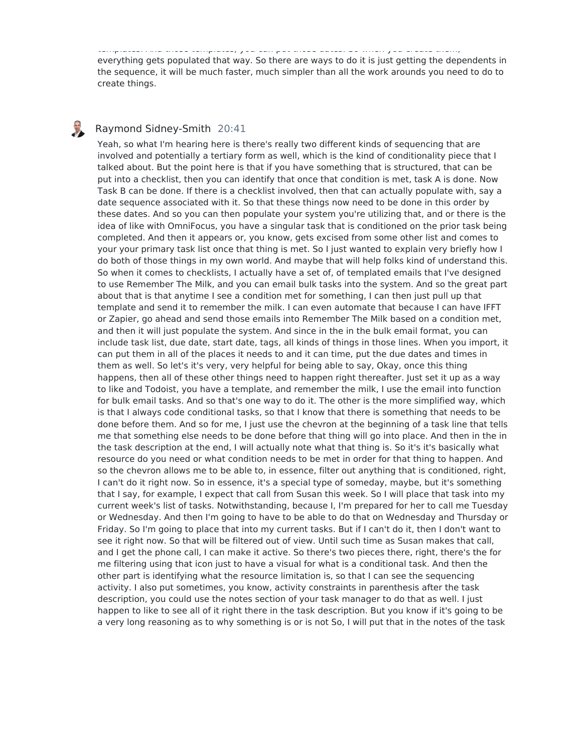templates. And these templates, you can put these dates. So when you create them, everything gets populated that way. So there are ways to do it is just getting the dependents in the sequence, it will be much faster, much simpler than all the work arounds you need to do to create things.

Raymond Sidney-Smith 20:41

Yeah, so what I'm hearing here is there's really two different kinds of sequencing that are involved and potentially a tertiary form as well, which is the kind of conditionality piece that I talked about. But the point here is that if you have something that is structured, that can be put into a checklist, then you can identify that once that condition is met, task A is done. Now Task B can be done. If there is a checklist involved, then that can actually populate with, say a date sequence associated with it. So that these things now need to be done in this order by these dates. And so you can then populate your system you're utilizing that, and or there is the idea of like with OmniFocus, you have a singular task that is conditioned on the prior task being completed. And then it appears or, you know, gets excised from some other list and comes to your your primary task list once that thing is met. So I just wanted to explain very briefly how I do both of those things in my own world. And maybe that will help folks kind of understand this. So when it comes to checklists, I actually have a set of, of templated emails that I've designed to use Remember The Milk, and you can email bulk tasks into the system. And so the great part about that is that anytime I see a condition met for something, I can then just pull up that template and send it to remember the milk. I can even automate that because I can have IFFT or Zapier, go ahead and send those emails into Remember The Milk based on a condition met, and then it will just populate the system. And since in the in the bulk email format, you can include task list, due date, start date, tags, all kinds of things in those lines. When you import, it can put them in all of the places it needs to and it can time, put the due dates and times in them as well. So let's it's very, very helpful for being able to say, Okay, once this thing happens, then all of these other things need to happen right thereafter. Just set it up as a way to like and Todoist, you have a template, and remember the milk, I use the email into function for bulk email tasks. And so that's one way to do it. The other is the more simplified way, which is that I always code conditional tasks, so that I know that there is something that needs to be done before them. And so for me, I just use the chevron at the beginning of a task line that tells me that something else needs to be done before that thing will go into place. And then in the in the task description at the end, I will actually note what that thing is. So it's it's basically what resource do you need or what condition needs to be met in order for that thing to happen. And so the chevron allows me to be able to, in essence, filter out anything that is conditioned, right, I can't do it right now. So in essence, it's a special type of someday, maybe, but it's something that I say, for example, I expect that call from Susan this week. So I will place that task into my current week's list of tasks. Notwithstanding, because I, I'm prepared for her to call me Tuesday or Wednesday. And then I'm going to have to be able to do that on Wednesday and Thursday or Friday. So I'm going to place that into my current tasks. But if I can't do it, then I don't want to see it right now. So that will be filtered out of view. Until such time as Susan makes that call, and I get the phone call, I can make it active. So there's two pieces there, right, there's the for me filtering using that icon just to have a visual for what is a conditional task. And then the other part is identifying what the resource limitation is, so that I can see the sequencing activity. I also put sometimes, you know, activity constraints in parenthesis after the task description, you could use the notes section of your task manager to do that as well. I just happen to like to see all of it right there in the task description. But you know if it's going to be a very long reasoning as to why something is or is not So, I will put that in the notes of the task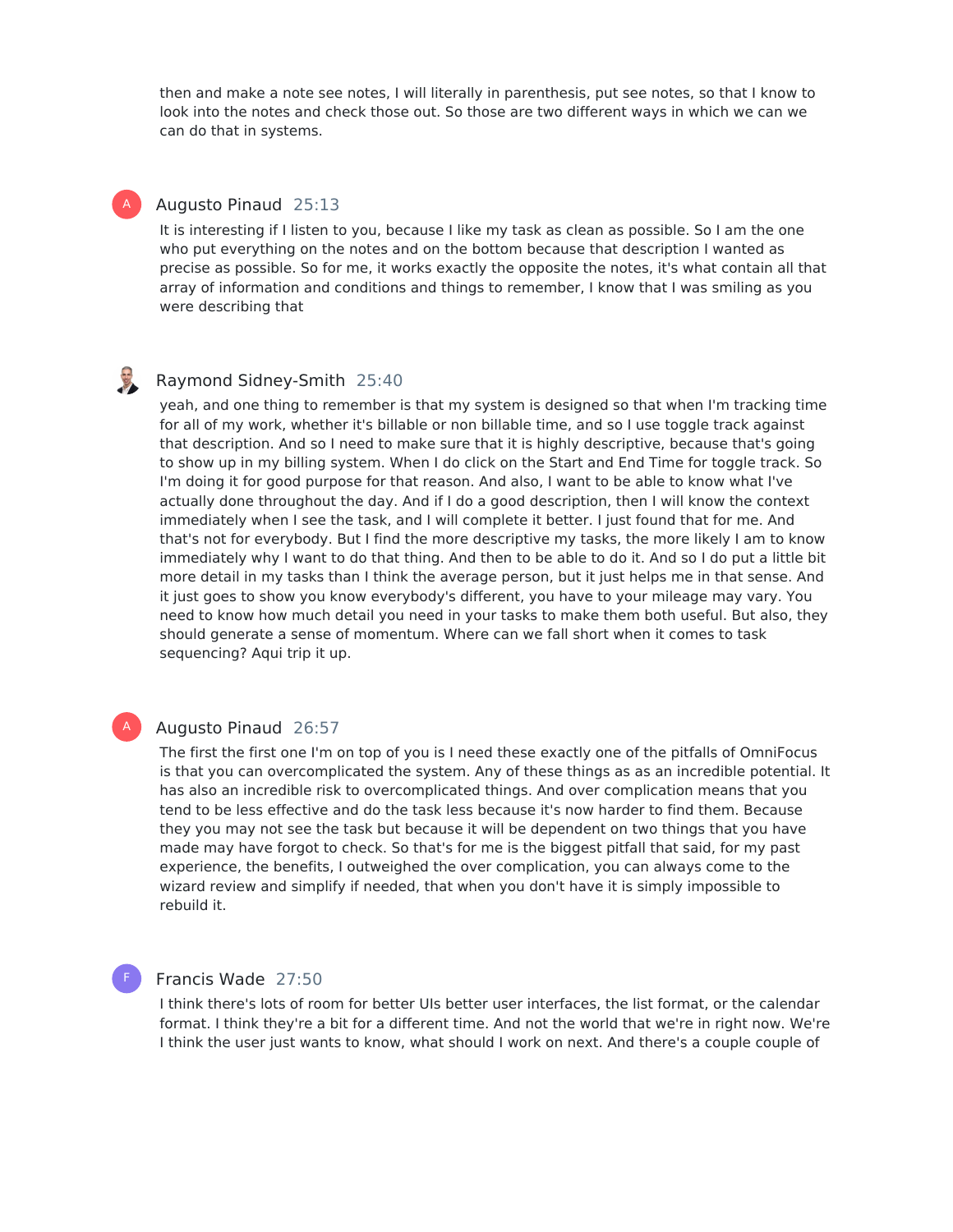then and make a note see notes, I will literally in parenthesis, put see notes, so that I know to look into the notes and check those out. So those are two different ways in which we can we can do that in systems.

**Augusto Pinaud** 25:13

It is interesting if I listen to you, because I like my task as clean as possible. So I am the one who put everything on the notes and on the bottom because that description I wanted as precise as possible. So for me, it works exactly the opposite the notes, it's what contain all that array of information and conditions and things to remember, I know that I was smiling as you were describing that

**Raymond Sidney-Smith** 25:40

yeah, and one thing to remember is that my system is designed so that when I'm tracking time for all of my work, whether it's billable or non billable time, and so I use toggle track against that description. And so I need to make sure that it is highly descriptive, because that's going to show up in my billing system. When I do click on the Start and End Time for toggle track. So I'm doing it for good purpose for that reason. And also, I want to be able to know what I've actually done throughout the day. And if I do a good description, then I will know the context immediately when I see the task, and I will complete it better. I just found that for me. And that's not for everybody. But I find the more descriptive my tasks, the more likely I am to know immediately why I want to do that thing. And then to be able to do it. And so I do put a little bit more detail in my tasks than I think the average person, but it just helps me in that sense. And it just goes to show you know everybody's different, you have to your mileage may vary. You need to know how much detail you need in your tasks to make them both useful. But also, they should generate a sense of momentum. Where can we fall short when it comes to task sequencing? Aqui trip it up.

**Augusto Pinaud** 26:57

The first the first one I'm on top of you is I need these exactly one of the pitfalls of OmniFocus is that you can overcomplicated the system. Any of these things as as an incredible potential. It has also an incredible risk to overcomplicated things. And over complication means that you tend to be less effective and do the task less because it's now harder to find them. Because they you may not see the task but because it will be dependent on two things that you have made may have forgot to check. So that's for me is the biggest pitfall that said, for my past experience, the benefits, I outweighed the over complication, you can always come to the wizard review and simplify if needed, that when you don't have it is simply impossible to rebuild it.

**Francis Wade** 27:50

I think there's lots of room for better UIs better user interfaces, the list format, or the calendar format. I think they're a bit for a different time. And not the world that we're in right now. We're I think the user just wants to know, what should I work on next. And there's a couple couple of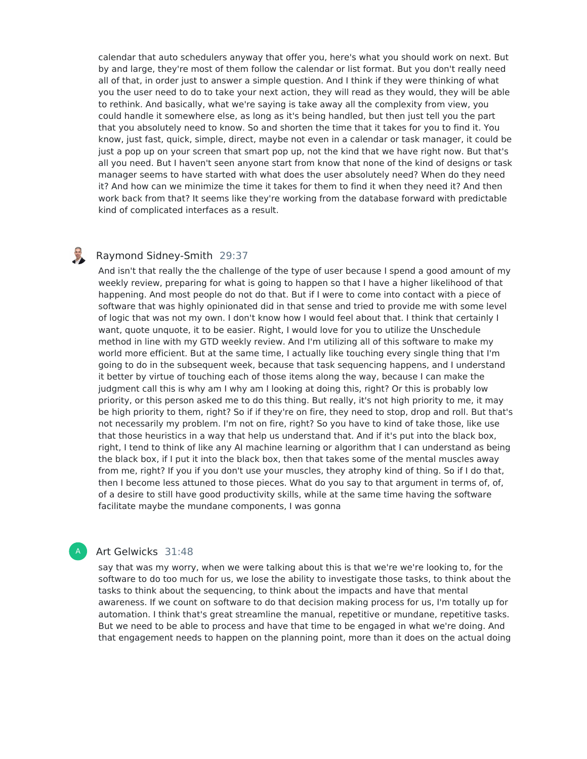calendar that auto schedulers anyway that offer you, here's what you should work on next. But by and large, they're most of them follow the calendar or list format. But you don't really need all of that, in order just to answer a simple question. And I think if they were thinking of what you the user need to do to take your next action, they will read as they would, they will be able to rethink. And basically, what we're saying is take away all the complexity from view, you could handle it somewhere else, as long as it's being handled, but then just tell you the part that you absolutely need to know. So and shorten the time that it takes for you to find it. You know, just fast, quick, simple, direct, maybe not even in a calendar or task manager, it could be just a pop up on your screen that smart pop up, not the kind that we have right now. But that's all you need. But I haven't seen anyone start from know that none of the kind of designs or task manager seems to have started with what does the user absolutely need? When do they need it? And how can we minimize the time it takes for them to find it when they need it? And then work back from that? It seems like they're working from the database forward with predictable kind of complicated interfaces as a result.

**Raymond Sidney-Smith** 29:37

And isn't that really the the challenge of the type of user because I spend a good amount of my weekly review, preparing for what is going to happen so that I have a higher likelihood of that happening. And most people do not do that. But if I were to come into contact with a piece of software that was highly opinionated did in that sense and tried to provide me with some level of logic that was not my own. I don't know how I would feel about that. I think that certainly I want, quote unquote, it to be easier. Right, I would love for you to utilize the Unschedule method in line with my GTD weekly review. And I'm utilizing all of this software to make my world more efficient. But at the same time, I actually like touching every single thing that I'm going to do in the subsequent week, because that task sequencing happens, and I understand it better by virtue of touching each of those items along the way, because I can make the judgment call this is why am I why am I looking at doing this, right? Or this is probably low priority, or this person asked me to do this thing. But really, it's not high priority to me, it may be high priority to them, right? So if if they're on fire, they need to stop, drop and roll. But that's not necessarily my problem. I'm not on fire, right? So you have to kind of take those, like use that those heuristics in a way that help us understand that. And if it's put into the black box, right, I tend to think of like any AI machine learning or algorithm that I can understand as being the black box, if I put it into the black box, then that takes some of the mental muscles away from me, right? If you if you don't use your muscles, they atrophy kind of thing. So if I do that, then I become less attuned to those pieces. What do you say to that argument in terms of, of, of a desire to still have good productivity skills, while at the same time having the software facilitate maybe the mundane components, I was gonna

**Art Gelwicks** 31:48

say that was my worry, when we were talking about this is that we're we're looking to, for the software to do too much for us, we lose the ability to investigate those tasks, to think about the tasks to think about the sequencing, to think about the impacts and have that mental awareness. If we count on software to do that decision making process for us, I'm totally up for automation. I think that's great streamline the manual, repetitive or mundane, repetitive tasks. But we need to be able to process and have that time to be engaged in what we're doing. And that engagement needs to happen on the planning point, more than it does on the actual doing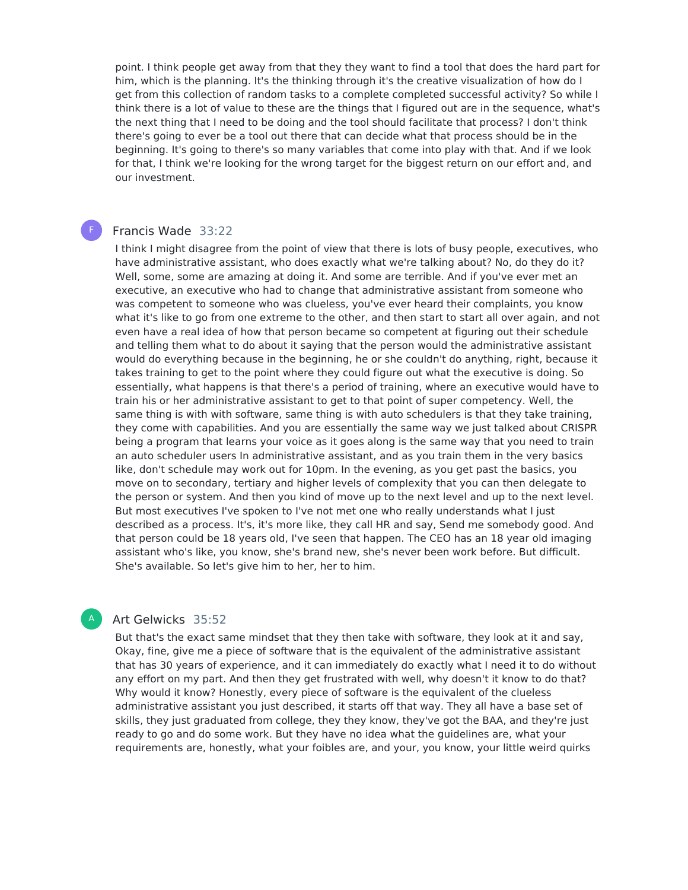point. I think people get away from that they they want to find a tool that does the hard part for him, which is the planning. It's the thinking through it's the creative visualization of how do I get from this collection of random tasks to a complete completed successful activity? So while I think there is a lot of value to these are the things that I figured out are in the sequence, what's the next thing that I need to be doing and the tool should facilitate that process? I don't think there's going to ever be a tool out there that can decide what that process should be in the beginning. It's going to there's so many variables that come into play with that. And if we look for that, I think we're looking for the wrong target for the biggest return on our effort and, and our investment.

F **Francis Wade** 33:22

I think I might disagree from the point of view that there is lots of busy people, executives, who have administrative assistant, who does exactly what we're talking about? No, do they do it? Well, some, some are amazing at doing it. And some are terrible. And if you've ever met an executive, an executive who had to change that administrative assistant from someone who was competent to someone who was clueless, you've ever heard their complaints, you know what it's like to go from one extreme to the other, and then start to start all over again, and not even have a real idea of how that person became so competent at figuring out their schedule and telling them what to do about it saying that the person would the administrative assistant would do everything because in the beginning, he or she couldn't do anything, right, because it takes training to get to the point where they could figure out what the executive is doing. So essentially, what happens is that there's a period of training, where an executive would have to train his or her administrative assistant to get to that point of super competency. Well, the same thing is with with software, same thing is with auto schedulers is that they take training, they come with capabilities. And you are essentially the same way we just talked about CRISPR being a program that learns your voice as it goes along is the same way that you need to train an auto scheduler users In administrative assistant, and as you train them in the very basics like, don't schedule may work out for 10pm. In the evening, as you get past the basics, you move on to secondary, tertiary and higher levels of complexity that you can then delegate to the person or system. And then you kind of move up to the next level and up to the next level. But most executives I've spoken to I've not met one who really understands what I just described as a process. It's, it's more like, they call HR and say, Send me somebody good. And that person could be 18 years old, I've seen that happen. The CEO has an 18 year old imaging assistant who's like, you know, she's brand new, she's never been work before. But difficult. She's available. So let's give him to her, her to him.

A **Art Gelwicks** 35:52

But that's the exact same mindset that they then take with software, they look at it and say, Okay, fine, give me a piece of software that is the equivalent of the administrative assistant that has 30 years of experience, and it can immediately do exactly what I need it to do without any effort on my part. And then they get frustrated with well, why doesn't it know to do that? Why would it know? Honestly, every piece of software is the equivalent of the clueless administrative assistant you just described, it starts off that way. They all have a base set of skills, they just graduated from college, they they know, they've got the BAA, and they're just ready to go and do some work. But they have no idea what the guidelines are, what your requirements are, honestly, what your foibles are, and your, you know, your little weird quirks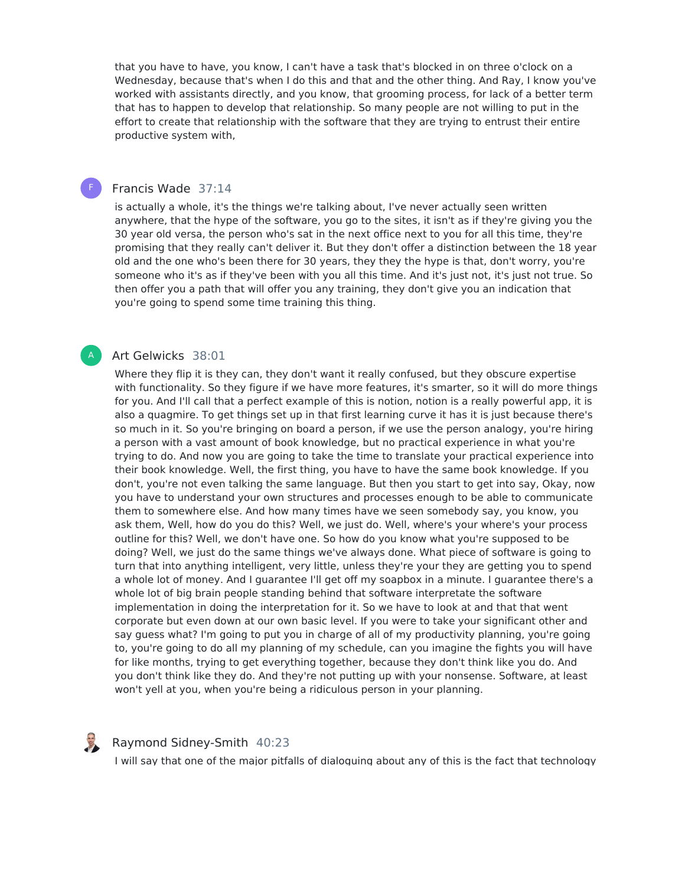that you have to have, you know, I can't have a task that's blocked in on three o'clock on a Wednesday, because that's when I do this and that and the other thing. And Ray, I know you've worked with assistants directly, and you know, that grooming process, for lack of a better term that has to happen to develop that relationship. So many people are not willing to put in the effort to create that relationship with the software that they are trying to entrust their entire productive system with,

**Francis Wade** 37:14

is actually a whole, it's the things we're talking about, I've never actually seen written anywhere, that the hype of the software, you go to the sites, it isn't as if they're giving you the 30 year old versa, the person who's sat in the next office next to you for all this time, they're promising that they really can't deliver it. But they don't offer a distinction between the 18 year old and the one who's been there for 30 years, they they the hype is that, don't worry, you're someone who it's as if they've been with you all this time. And it's just not, it's just not true. So then offer you a path that will offer you any training, they don't give you an indication that you're going to spend some time training this thing.

**Art Gelwicks** 38:01

Where they flip it is they can, they don't want it really confused, but they obscure expertise with functionality. So they figure if we have more features, it's smarter, so it will do more things for you. And I'll call that a perfect example of this is notion, notion is a really powerful app, it is also a quagmire. To get things set up in that first learning curve it has it is just because there's so much in it. So you're bringing on board a person, if we use the person analogy, you're hiring a person with a vast amount of book knowledge, but no practical experience in what you're trying to do. And now you are going to take the time to translate your practical experience into their book knowledge. Well, the first thing, you have to have the same book knowledge. If you don't, you're not even talking the same language. But then you start to get into say, Okay, now you have to understand your own structures and processes enough to be able to communicate them to somewhere else. And how many times have we seen somebody say, you know, you ask them, Well, how do you do this? Well, we just do. Well, where's your where's your process outline for this? Well, we don't have one. So how do you know what you're supposed to be doing? Well, we just do the same things we've always done. What piece of software is going to turn that into anything intelligent, very little, unless they're your they are getting you to spend a whole lot of money. And I guarantee I'll get off my soapbox in a minute. I guarantee there's a whole lot of big brain people standing behind that software interpretate the software implementation in doing the interpretation for it. So we have to look at and that that went corporate but even down at our own basic level. If you were to take your significant other and say guess what? I'm going to put you in charge of all of my productivity planning, you're going to, you're going to do all my planning of my schedule, can you imagine the fights you will have for like months, trying to get everything together, because they don't think like you do. And you don't think like they do. And they're not putting up with your nonsense. Software, at least won't yell at you, when you're being a ridiculous person in your planning.

**Raymond Sidney-Smith** 40:23

I will say that one of the major pitfalls of dialoguing about any of this is the fact that technology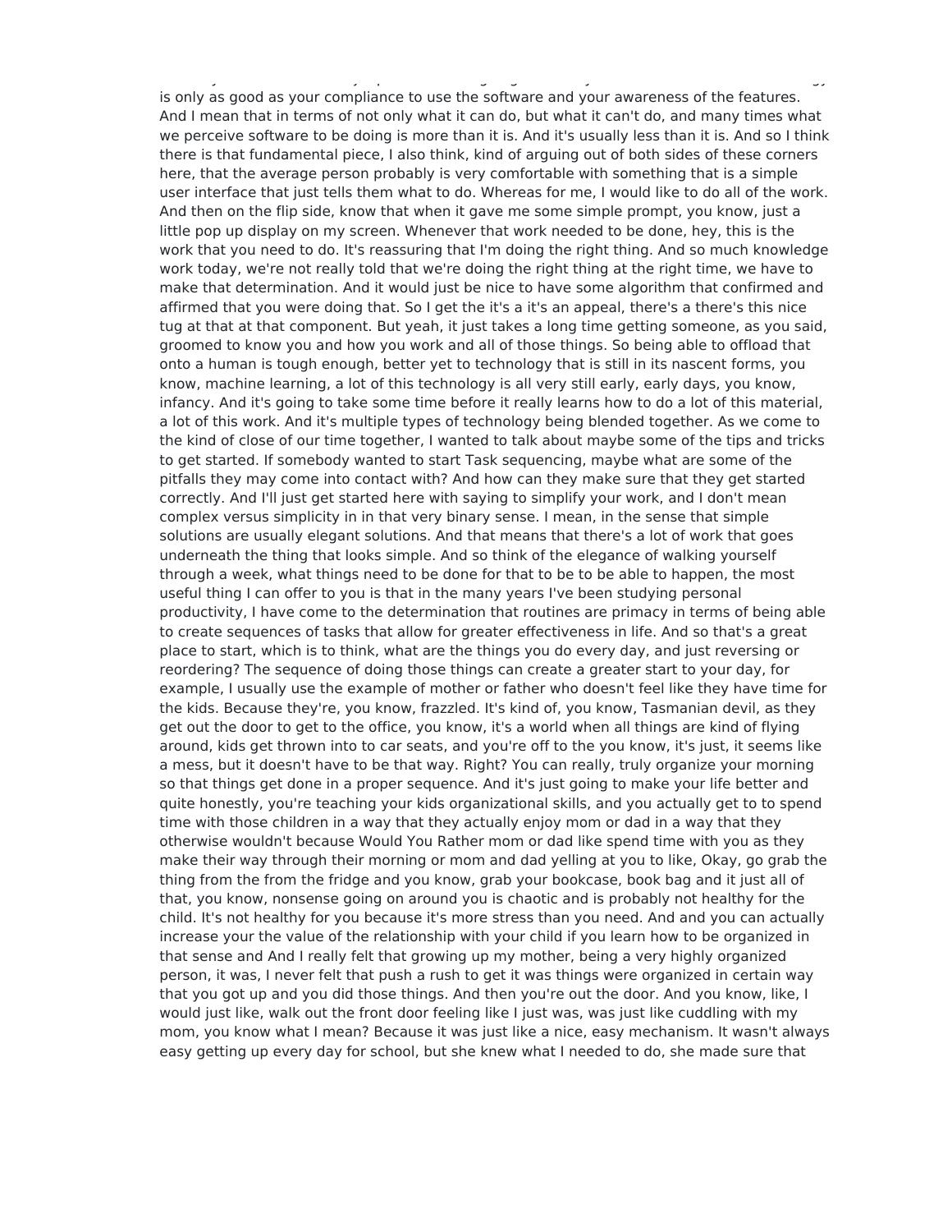is only as good as your compliance to use the software and your awareness of the features. And I mean that in terms of not only what it can do, but what it can't do, and many times what we perceive software to be doing is more than it is. And it's usually less than it is. And so I think there is that fundamental piece, I also think, kind of arguing out of both sides of these corners here, that the average person probably is very comfortable with something that is a simple user interface that just tells them what to do. Whereas for me, I would like to do all of the work. And then on the flip side, know that when it gave me some simple prompt, you know, just a little pop up display on my screen. Whenever that work needed to be done, hey, this is the work that you need to do. It's reassuring that I'm doing the right thing. And so much knowledge work today, we're not really told that we're doing the right thing at the right time, we have to make that determination. And it would just be nice to have some algorithm that confirmed and affirmed that you were doing that. So I get the it's a it's an appeal, there's a there's this nice tug at that at that component. But yeah, it just takes a long time getting someone, as you said, groomed to know you and how you work and all of those things. So being able to offload that onto a human is tough enough, better yet to technology that is still in its nascent forms, you know, machine learning, a lot of this technology is all very still early, early days, you know, infancy. And it's going to take some time before it really learns how to do a lot of this material, a lot of this work. And it's multiple types of technology being blended together. As we come to the kind of close of our time together, I wanted to talk about maybe some of the tips and tricks to get started. If somebody wanted to start Task sequencing, maybe what are some of the pitfalls they may come into contact with? And how can they make sure that they get started correctly. And I'll just get started here with saying to simplify your work, and I don't mean complex versus simplicity in in that very binary sense. I mean, in the sense that simple solutions are usually elegant solutions. And that means that there's a lot of work that goes underneath the thing that looks simple. And so think of the elegance of walking yourself through a week, what things need to be done for that to be to be able to happen, the most useful thing I can offer to you is that in the many years I've been studying personal productivity, I have come to the determination that routines are primacy in terms of being able to create sequences of tasks that allow for greater effectiveness in life. And so that's a great place to start, which is to think, what are the things you do every day, and just reversing or reordering? The sequence of doing those things can create a greater start to your day, for example, I usually use the example of mother or father who doesn't feel like they have time for the kids. Because they're, you know, frazzled. It's kind of, you know, Tasmanian devil, as they get out the door to get to the office, you know, it's a world when all things are kind of flying around, kids get thrown into to car seats, and you're off to the you know, it's just, it seems like a mess, but it doesn't have to be that way. Right? You can really, truly organize your morning so that things get done in a proper sequence. And it's just going to make your life better and quite honestly, you're teaching your kids organizational skills, and you actually get to to spend time with those children in a way that they actually enjoy mom or dad in a way that they otherwise wouldn't because Would You Rather mom or dad like spend time with you as they make their way through their morning or mom and dad yelling at you to like, Okay, go grab the thing from the from the fridge and you know, grab your bookcase, book bag and it just all of that, you know, nonsense going on around you is chaotic and is probably not healthy for the child. It's not healthy for you because it's more stress than you need. And and you can actually increase your the value of the relationship with your child if you learn how to be organized in that sense and And I really felt that growing up my mother, being a very highly organized person, it was, I never felt that push a rush to get it was things were organized in certain way that you got up and you did those things. And then you're out the door. And you know, like, I would just like, walk out the front door feeling like I just was, was just like cuddling with my mom, you know what I mean? Because it was just like a nice, easy mechanism. It wasn't always easy getting up every day for school, but she knew what I needed to do, she made sure that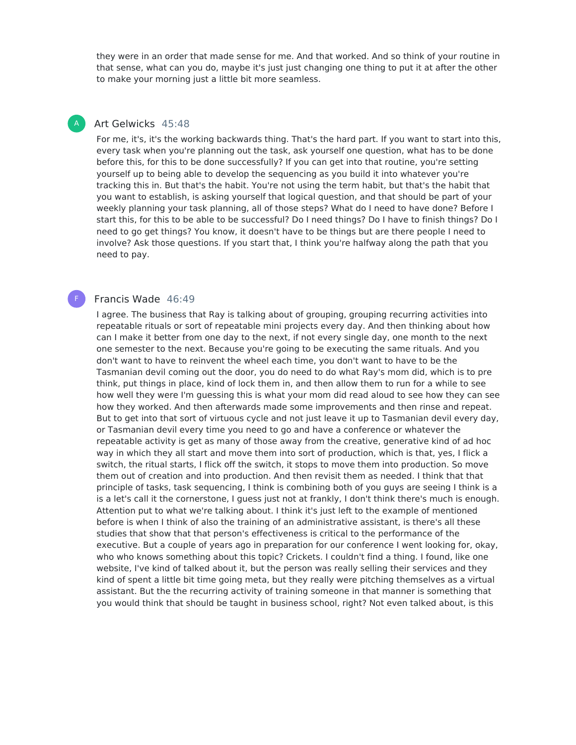they were in an order that made sense for me. And that worked. And so think of your routine in that sense, what can you do, maybe it's just just changing one thing to put it at after the other to make your morning just a little bit more seamless.

**Art Gelwicks** 45:48

For me, it's, it's the working backwards thing. That's the hard part. If you want to start into this, every task when you're planning out the task, ask yourself one question, what has to be done before this, for this to be done successfully? If you can get into that routine, you're setting yourself up to being able to develop the sequencing as you build it into whatever you're tracking this in. But that's the habit. You're not using the term habit, but that's the habit that you want to establish, is asking yourself that logical question, and that should be part of your weekly planning your task planning, all of those steps? What do I need to have done? Before I start this, for this to be able to be successful? Do I need things? Do I have to finish things? Do I need to go get things? You know, it doesn't have to be things but are there people I need to involve? Ask those questions. If you start that, I think you're halfway along the path that you need to pay.

**Francis Wade** 46:49

I agree. The business that Ray is talking about of grouping, grouping recurring activities into repeatable rituals or sort of repeatable mini projects every day. And then thinking about how can I make it better from one day to the next, if not every single day, one month to the next one semester to the next. Because you're going to be executing the same rituals. And you don't want to have to reinvent the wheel each time, you don't want to have to be the Tasmanian devil coming out the door, you do need to do what Ray's mom did, which is to pre think, put things in place, kind of lock them in, and then allow them to run for a while to see how well they were I'm guessing this is what your mom did read aloud to see how they can see how they worked. And then afterwards made some improvements and then rinse and repeat. But to get into that sort of virtuous cycle and not just leave it up to Tasmanian devil every day, or Tasmanian devil every time you need to go and have a conference or whatever the repeatable activity is get as many of those away from the creative, generative kind of ad hoc way in which they all start and move them into sort of production, which is that, yes, I flick a switch, the ritual starts, I flick off the switch, it stops to move them into production. So move them out of creation and into production. And then revisit them as needed. I think that that principle of tasks, task sequencing, I think is combining both of you guys are seeing I think is a is a let's call it the cornerstone, I guess just not at frankly, I don't think there's much is enough. Attention put to what we're talking about. I think it's just left to the example of mentioned before is when I think of also the training of an administrative assistant, is there's all these studies that show that that person's effectiveness is critical to the performance of the executive. But a couple of years ago in preparation for our conference I went looking for, okay, who who knows something about this topic? Crickets. I couldn't find a thing. I found, like one website, I've kind of talked about it, but the person was really selling their services and they kind of spent a little bit time going meta, but they really were pitching themselves as a virtual assistant. But the the recurring activity of training someone in that manner is something that you would think that should be taught in business school, right? Not even talked about, is this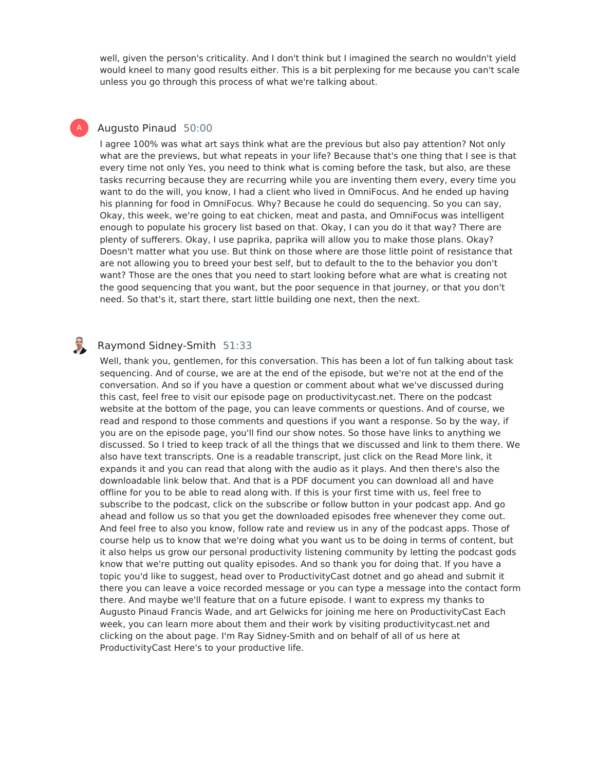well, given the person's criticality. And I don't think but I imagined the search no wouldn't yield would kneel to many good results either. This is a bit perplexing for me because you can't scale unless you go through this process of what we're talking about.

Augusto Pinaud 50:00

I agree 100% was what art says think what are the previous but also pay attention? Not only what are the previews, but what repeats in your life? Because that's one thing that I see is that every time not only Yes, you need to think what is coming before the task, but also, are these tasks recurring because they are recurring while you are inventing them every, every time you want to do the will, you know, I had a client who lived in OmniFocus. And he ended up having his planning for food in OmniFocus. Why? Because he could do sequencing. So you can say, Okay, this week, we're going to eat chicken, meat and pasta, and OmniFocus was intelligent enough to populate his grocery list based on that. Okay, I can you do it that way? There are plenty of sufferers. Okay, I use paprika, paprika will allow you to make those plans. Okay? Doesn't matter what you use. But think on those where are those little point of resistance that are not allowing you to breed your best self, but to default to the to the behavior you don't want? Those are the ones that you need to start looking before what are what is creating not the good sequencing that you want, but the poor sequence in that journey, or that you don't need. So that's it, start there, start little building one next, then the next.

Raymond Sidney-Smith 51:33

Well, thank you, gentlemen, for this conversation. This has been a lot of fun talking about task sequencing. And of course, we are at the end of the episode, but we're not at the end of the conversation. And so if you have a question or comment about what we've discussed during this cast, feel free to visit our episode page on productivitycast.net. There on the podcast website at the bottom of the page, you can leave comments or questions. And of course, we read and respond to those comments and questions if you want a response. So by the way, if you are on the episode page, you'll find our show notes. So those have links to anything we discussed. So I tried to keep track of all the things that we discussed and link to them there. We also have text transcripts. One is a readable transcript, just click on the Read More link, it expands it and you can read that along with the audio as it plays. And then there's also the downloadable link below that. And that is a PDF document you can download all and have offline for you to be able to read along with. If this is your first time with us, feel free to subscribe to the podcast, click on the subscribe or follow button in your podcast app. And go ahead and follow us so that you get the downloaded episodes free whenever they come out. And feel free to also you know, follow rate and review us in any of the podcast apps. Those of course help us to know that we're doing what you want us to be doing in terms of content, but it also helps us grow our personal productivity listening community by letting the podcast gods know that we're putting out quality episodes. And so thank you for doing that. If you have a topic you'd like to suggest, head over to ProductivityCast dotnet and go ahead and submit it there you can leave a voice recorded message or you can type a message into the contact form there. And maybe we'll feature that on a future episode. I want to express my thanks to Augusto Pinaud Francis Wade, and art Gelwicks for joining me here on ProductivityCast Each week, you can learn more about them and their work by visiting productivitycast.net and clicking on the about page. I'm Ray Sidney-Smith and on behalf of all of us here at ProductivityCast Here's to your productive life.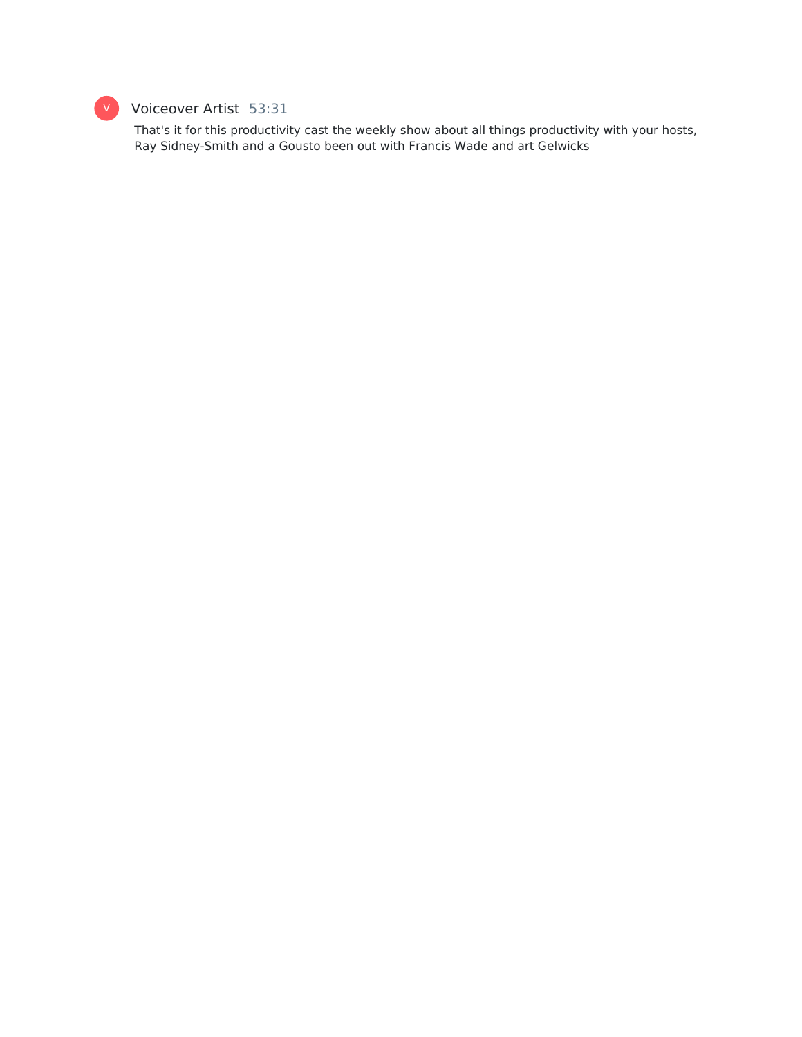V

Voiceover Artist 53:31

That's it for this productivity cast the weekly show about all things productivity with your hosts, Ray Sidney-Smith and a Gousto been out with Francis Wade and art Gelwicks